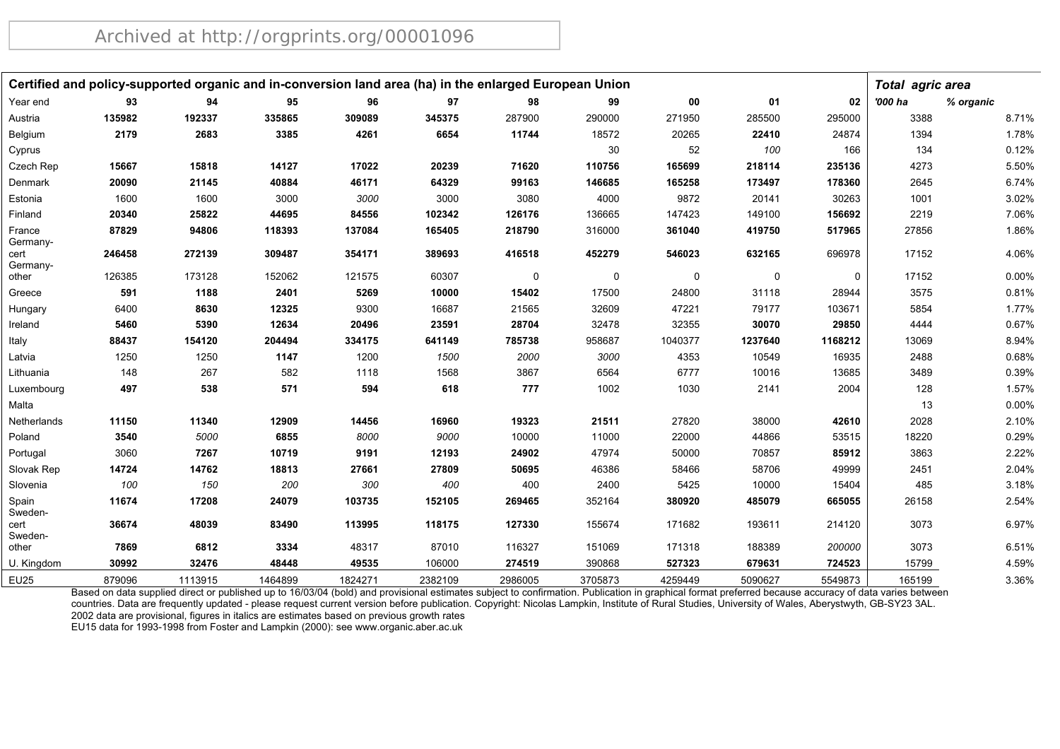Archived at http://orgprints.org/00001096

| Certified and policy-supported organic and in-conversion land area (ha) in the enlarged European Union | | | | | | | | | | | Total agric area | |
|---|---|---|---|---|---|---|---|---|---|---|---|---|
| Year end | 93 | 94 | 95 | 96 | 97 | 98 | 99 | 00 | 01 | 02 | '000 ha | % organic |
| Austria | **135982** | **192337** | **335865** | **309089** | **345375** | 287900 | 290000 | 271950 | 285500 | 295000 | 3388 | 8.71% |
| Belgium | **2179** | **2683** | **3385** | **4261** | **6654** | **11744** | 18572 | 20265 | **22410** | 24874 | 1394 | 1.78% |
| Cyprus | | | | | | | 30 | 52 | *100* | 166 | 134 | 0.12% |
| Czech Rep | **15667** | **15818** | **14127** | **17022** | **20239** | **71620** | **110756** | **165699** | **218114** | **235136** | 4273 | 5.50% |
| Denmark | **20090** | **21145** | **40884** | **46171** | **64329** | **99163** | **146685** | **165258** | **173497** | **178360** | 2645 | 6.74% |
| Estonia | 1600 | 1600 | 3000 | *3000* | 3000 | 3080 | 4000 | 9872 | 20141 | 30263 | 1001 | 3.02% |
| Finland | **20340** | **25822** | **44695** | **84556** | **102342** | **126176** | 136665 | 147423 | 149100 | **156692** | 2219 | 7.06% |
| France | **87829** | **94806** | **118393** | **137084** | **165405** | **218790** | 316000 | **361040** | **419750** | **517965** | 27856 | 1.86% |
| Germany-cert | **246458** | **272139** | **309487** | **354171** | **389693** | **416518** | **452279** | **546023** | **632165** | 696978 | 17152 | 4.06% |
| Germany-other | 126385 | 173128 | 152062 | 121575 | 60307 | 0 | 0 | 0 | 0 | 0 | 17152 | 0.00% |
| Greece | **591** | **1188** | **2401** | **5269** | **10000** | **15402** | 17500 | 24800 | 31118 | 28944 | 3575 | 0.81% |
| Hungary | 6400 | **8630** | **12325** | 9300 | 16687 | 21565 | 32609 | 47221 | 79177 | 103671 | 5854 | 1.77% |
| Ireland | **5460** | **5390** | **12634** | **20496** | **23591** | **28704** | 32478 | 32355 | **30070** | **29850** | 4444 | 0.67% |
| Italy | **88437** | **154120** | **204494** | **334175** | **641149** | **785738** | 958687 | 1040377 | **1237640** | **1168212** | 13069 | 8.94% |
| Latvia | 1250 | 1250 | **1147** | 1200 | *1500* | *2000* | *3000* | 4353 | 10549 | 16935 | 2488 | 0.68% |
| Lithuania | 148 | 267 | 582 | 1118 | 1568 | 3867 | 6564 | 6777 | 10016 | 13685 | 3489 | 0.39% |
| Luxembourg | **497** | **538** | **571** | **594** | **618** | **777** | 1002 | 1030 | 2141 | 2004 | 128 | 1.57% |
| Malta | | | | | | | | | | | 13 | 0.00% |
| Netherlands | **11150** | **11340** | **12909** | **14456** | **16960** | **19323** | **21511** | 27820 | 38000 | **42610** | 2028 | 2.10% |
| Poland | **3540** | *5000* | **6855** | *8000* | *9000* | 10000 | 11000 | 22000 | 44866 | 53515 | 18220 | 0.29% |
| Portugal | 3060 | **7267** | **10719** | **9191** | **12193** | **24902** | 47974 | 50000 | 70857 | **85912** | 3863 | 2.22% |
| Slovak Rep | **14724** | **14762** | **18813** | **27661** | **27809** | **50695** | 46386 | 58466 | 58706 | 49999 | 2451 | 2.04% |
| Slovenia | *100* | *150* | *200* | *300* | *400* | 400 | 2400 | 5425 | 10000 | 15404 | 485 | 3.18% |
| Spain | **11674** | **17208** | **24079** | **103735** | **152105** | **269465** | 352164 | **380920** | **485079** | **665055** | 26158 | 2.54% |
| Sweden-cert | **36674** | **48039** | **83490** | **113995** | **118175** | **127330** | 155674 | 171682 | 193611 | 214120 | 3073 | 6.97% |
| Sweden-other | **7869** | **6812** | **3334** | 48317 | 87010 | 116327 | 151069 | 171318 | 188389 | *200000* | 3073 | 6.51% |
| U. Kingdom | **30992** | **32476** | **48448** | **49535** | 106000 | **274519** | 390868 | **527323** | **679631** | **724523** | 15799 | 4.59% |
| EU25 | 879096 | 1113915 | 1464899 | 1824271 | 2382109 | 2986005 | 3705873 | 4259449 | 5090627 | 5549873 | 165199 | 3.36% |

Based on data supplied direct or published up to 16/03/04 (bold) and provisional estimates subject to confirmation. Publication in graphical format preferred because accuracy of data varies between countries. Data are frequently updated - please request current version before publication. Copyright: Nicolas Lampkin, Institute of Rural Studies, University of Wales, Aberystwyth, GB-SY23 3AL.
2002 data are provisional, figures in italics are estimates based on previous growth rates
EU15 data for 1993-1998 from Foster and Lampkin (2000): see www.organic.aber.ac.uk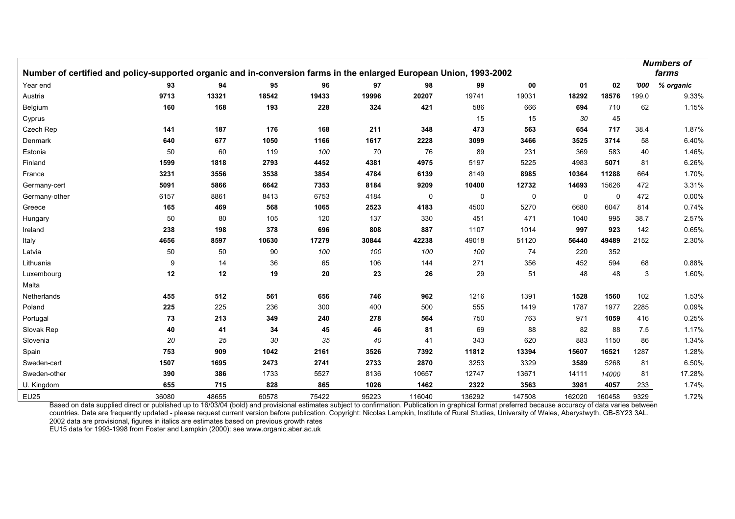| Number of certified and policy-supported organic and in-conversion farms in the enlarged European Union, 1993-2002 | | | | | | | | | | | Numbers of farms | |
|---|---|---|---|---|---|---|---|---|---|---|---|---|
| Year end | **93** | **94** | **95** | **96** | **97** | **98** | **99** | **00** | **01** | **02** | ***'000*** | ***% organic*** |
| Austria | **9713** | **13321** | **18542** | **19433** | **19996** | **20207** | 19741 | 19031 | 18292 | **18576** | 199.0 | 9.33% |
| Belgium | **160** | **168** | **193** | **228** | **324** | **421** | 586 | 666 | **694** | 710 | 62 | 1.15% |
| Cyprus | | | | | | | 15 | 15 | *30* | 45 | | |
| Czech Rep | **141** | **187** | **176** | **168** | **211** | **348** | **473** | **563** | **654** | **717** | 38.4 | 1.87% |
| Denmark | **640** | **677** | **1050** | **1166** | **1617** | **2228** | **3099** | **3466** | **3525** | **3714** | 58 | 6.40% |
| Estonia | 50 | 60 | 119 | *100* | 70 | 76 | 89 | 231 | 369 | 583 | 40 | 1.46% |
| Finland | **1599** | **1818** | **2793** | **4452** | **4381** | **4975** | 5197 | 5225 | 4983 | **5071** | 81 | 6.26% |
| France | **3231** | **3556** | **3538** | **3854** | **4784** | **6139** | **8149** | **8985** | **10364** | **11288** | 664 | 1.70% |
| Germany-cert | **5091** | **5866** | **6642** | **7353** | **8184** | **9209** | **10400** | **12732** | **14693** | 15626 | 472 | 3.31% |
| Germany-other | 6157 | 8861 | 8413 | 6753 | 4184 | 0 | 0 | 0 | 0 | 0 | 472 | 0.00% |
| Greece | **165** | **469** | **568** | **1065** | **2523** | **4183** | 4500 | 5270 | 6680 | 6047 | 814 | 0.74% |
| Hungary | 50 | 80 | 105 | 120 | 137 | 330 | 451 | 471 | 1040 | 995 | 38.7 | 2.57% |
| Ireland | **238** | **198** | **378** | **696** | **808** | **887** | 1107 | 1014 | **997** | **923** | 142 | 0.65% |
| Italy | **4656** | **8597** | **10630** | **17279** | **30844** | **42238** | 49018 | 51120 | **56440** | **49489** | 2152 | 2.30% |
| Latvia | 50 | 50 | 90 | *100* | *100* | *100* | *100* | 74 | 220 | 352 | | |
| Lithuania | 9 | 14 | 36 | 65 | 106 | 144 | 271 | 356 | 452 | 594 | 68 | 0.88% |
| Luxembourg | **12** | **12** | **19** | **20** | **23** | **26** | 29 | 51 | 48 | 48 | 3 | 1.60% |
| Malta | | | | | | | | | | | | |
| Netherlands | **455** | **512** | **561** | **656** | **746** | **962** | 1216 | 1391 | **1528** | **1560** | 102 | 1.53% |
| Poland | **225** | 225 | 236 | 300 | 400 | 500 | 555 | 1419 | 1787 | 1977 | 2285 | 0.09% |
| Portugal | **73** | **213** | **349** | **240** | **278** | **564** | 750 | 763 | 971 | **1059** | 416 | 0.25% |
| Slovak Rep | **40** | **41** | **34** | **45** | **46** | **81** | 69 | 88 | 82 | 88 | 7.5 | 1.17% |
| Slovenia | *20* | *25* | *30* | *35* | *40* | 41 | 343 | 620 | 883 | 1150 | 86 | 1.34% |
| Spain | **753** | **909** | **1042** | **2161** | **3526** | **7392** | **11812** | **13394** | **15607** | **16521** | 1287 | 1.28% |
| Sweden-cert | **1507** | **1695** | **2473** | **2741** | **2733** | **2870** | 3253 | 3329 | **3589** | 5268 | 81 | 6.50% |
| Sweden-other | **390** | **386** | 1733 | 5527 | 8136 | 10657 | 12747 | 13671 | 14111 | *14000* | 81 | 17.28% |
| U. Kingdom | **655** | **715** | **828** | **865** | **1026** | **1462** | **2322** | **3563** | **3981** | **4057** | 233 | 1.74% |
| EU25 | 36080 | 48655 | 60578 | 75422 | 95223 | 116040 | 136292 | 147508 | 162020 | 160458 | 9329 | 1.72% |

Based on data supplied direct or published up to 16/03/04 (bold) and provisional estimates subject to confirmation. Publication in graphical format preferred because accuracy of data varies between countries. Data are frequently updated - please request current version before publication. Copyright: Nicolas Lampkin, Institute of Rural Studies, University of Wales, Aberystwyth, GB-SY23 3AL.
2002 data are provisional, figures in italics are estimates based on previous growth rates
EU15 data for 1993-1998 from Foster and Lampkin (2000): see www.organic.aber.ac.uk